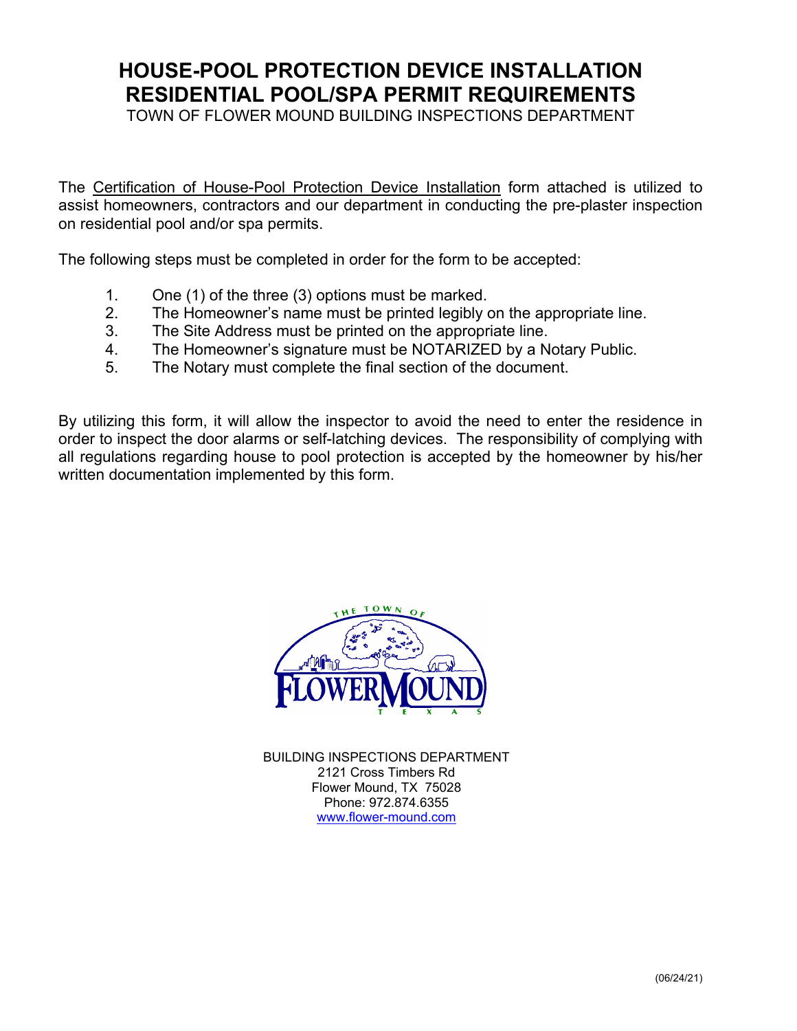# HOUSE-POOL PROTECTION DEVICE INSTALLATION RESIDENTIAL POOL/SPA PERMIT REQUIREMENTS

TOWN OF FLOWER MOUND BUILDING INSPECTIONS DEPARTMENT

The Certification of House-Pool Protection Device Installation form attached is utilized to assist homeowners, contractors and our department in conducting the pre-plaster inspection on residential pool and/or spa permits.

The following steps must be completed in order for the form to be accepted:

1. One (1) of the three (3) options must be marked.
2. The Homeowner's name must be printed legibly on the appropriate line.
3. The Site Address must be printed on the appropriate line.
4. The Homeowner's signature must be NOTARIZED by a Notary Public.
5. The Notary must complete the final section of the document.

By utilizing this form, it will allow the inspector to avoid the need to enter the residence in order to inspect the door alarms or self-latching devices. The responsibility of complying with all regulations regarding house to pool protection is accepted by the homeowner by his/her written documentation implemented by this form.

BUILDING INSPECTIONS DEPARTMENT
2121 Cross Timbers Rd
Flower Mound, TX 75028
Phone: 972.874.6355
www.flower-mound.com

(06/24/21)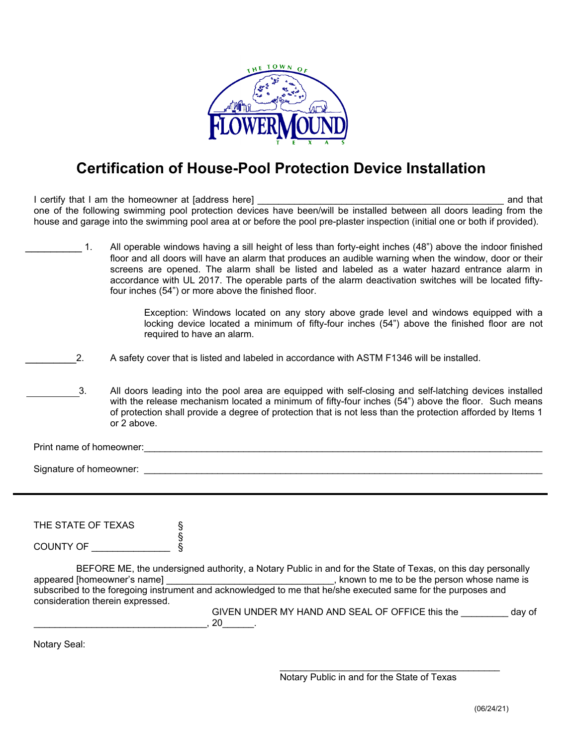# Certification of House-Pool Protection Device Installation

I certify that I am the homeowner at [address here] ________________________________________________ and that one of the following swimming pool protection devices have been/will be installed between all doors leading from the house and garage into the swimming pool area at or before the pool pre-plaster inspection (initial one or both if provided).

___________ 1. All operable windows having a sill height of less than forty-eight inches (48") above the indoor finished floor and all doors will have an alarm that produces an audible warning when the window, door or their screens are opened. The alarm shall be listed and labeled as a water hazard entrance alarm in accordance with UL 2017. The operable parts of the alarm deactivation switches will be located fifty-four inches (54") or more above the finished floor.

> Exception: Windows located on any story above grade level and windows equipped with a locking device located a minimum of fifty-four inches (54") above the finished floor are not required to have an alarm.

__________2. A safety cover that is listed and labeled in accordance with ASTM F1346 will be installed.

__________3. All doors leading into the pool area are equipped with self-closing and self-latching devices installed with the release mechanism located a minimum of fifty-four inches (54") above the floor. Such means of protection shall provide a degree of protection that is not less than the protection afforded by Items 1 or 2 above.

Print name of homeowner:_______________________________________________________________________________

Signature of homeowner: _______________________________________________________________________________

---

THE STATE OF TEXAS §
§
COUNTY OF _______________ §

BEFORE ME, the undersigned authority, a Notary Public in and for the State of Texas, on this day personally appeared [homeowner's name] ________________________________, known to me to be the person whose name is subscribed to the foregoing instrument and acknowledged to me that he/she executed same for the purposes and consideration therein expressed.

GIVEN UNDER MY HAND AND SEAL OF OFFICE this the _________ day of _________________________________, 20______.

Notary Seal:

_____________________________________________
Notary Public in and for the State of Texas

(06/24/21)